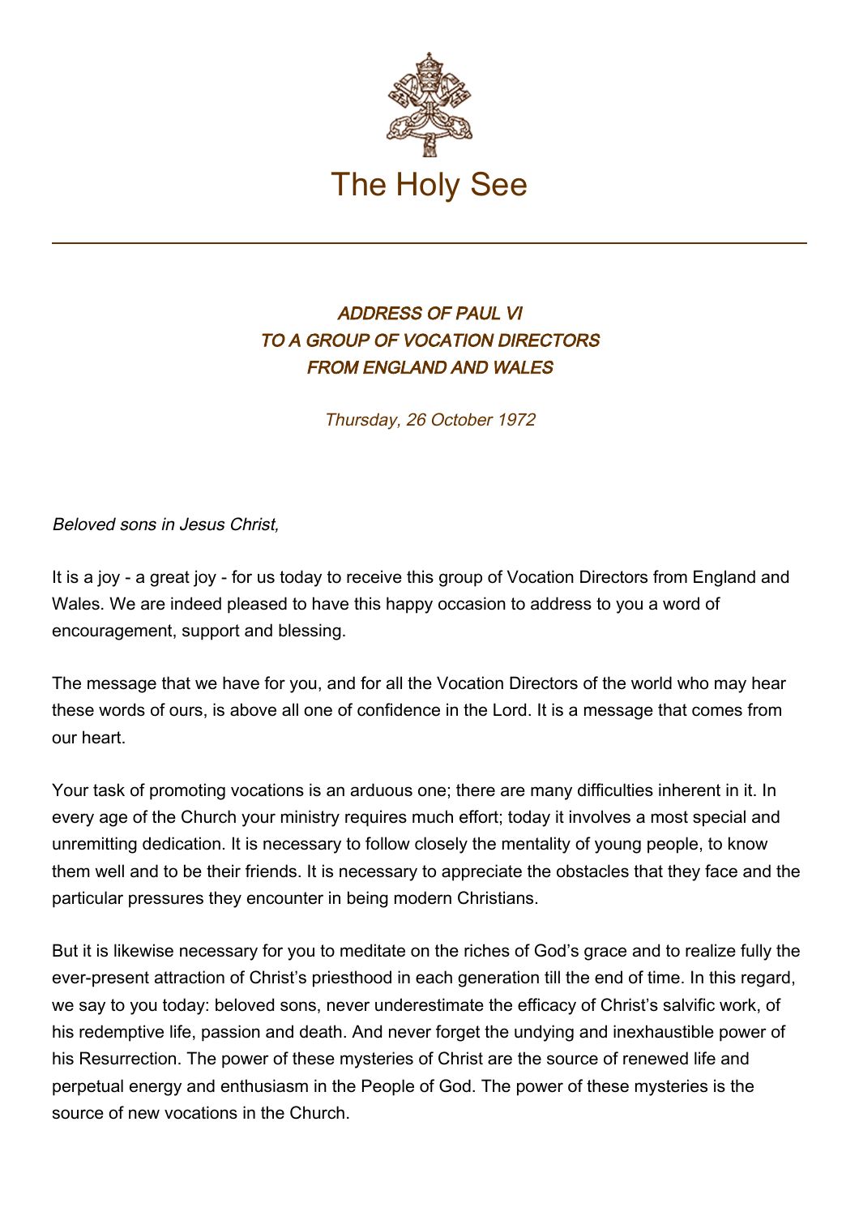# The Holy See

### *ADDRESS OF PAUL VI TO A GROUP OF VOCATION DIRECTORS FROM ENGLAND AND WALES*

*Thursday, 26 October 1972*

*Beloved sons in Jesus Christ,*

It is a joy - a great joy - for us today to receive this group of Vocation Directors from England and Wales. We are indeed pleased to have this happy occasion to address to you a word of encouragement, support and blessing.

The message that we have for you, and for all the Vocation Directors of the world who may hear these words of ours, is above all one of confidence in the Lord. It is a message that comes from our heart.

Your task of promoting vocations is an arduous one; there are many difficulties inherent in it. In every age of the Church your ministry requires much effort; today it involves a most special and unremitting dedication. It is necessary to follow closely the mentality of young people, to know them well and to be their friends. It is necessary to appreciate the obstacles that they face and the particular pressures they encounter in being modern Christians.

But it is likewise necessary for you to meditate on the riches of God's grace and to realize fully the ever-present attraction of Christ's priesthood in each generation till the end of time. In this regard, we say to you today: beloved sons, never underestimate the efficacy of Christ's salvific work, of his redemptive life, passion and death. And never forget the undying and inexhaustible power of his Resurrection. The power of these mysteries of Christ are the source of renewed life and perpetual energy and enthusiasm in the People of God. The power of these mysteries is the source of new vocations in the Church.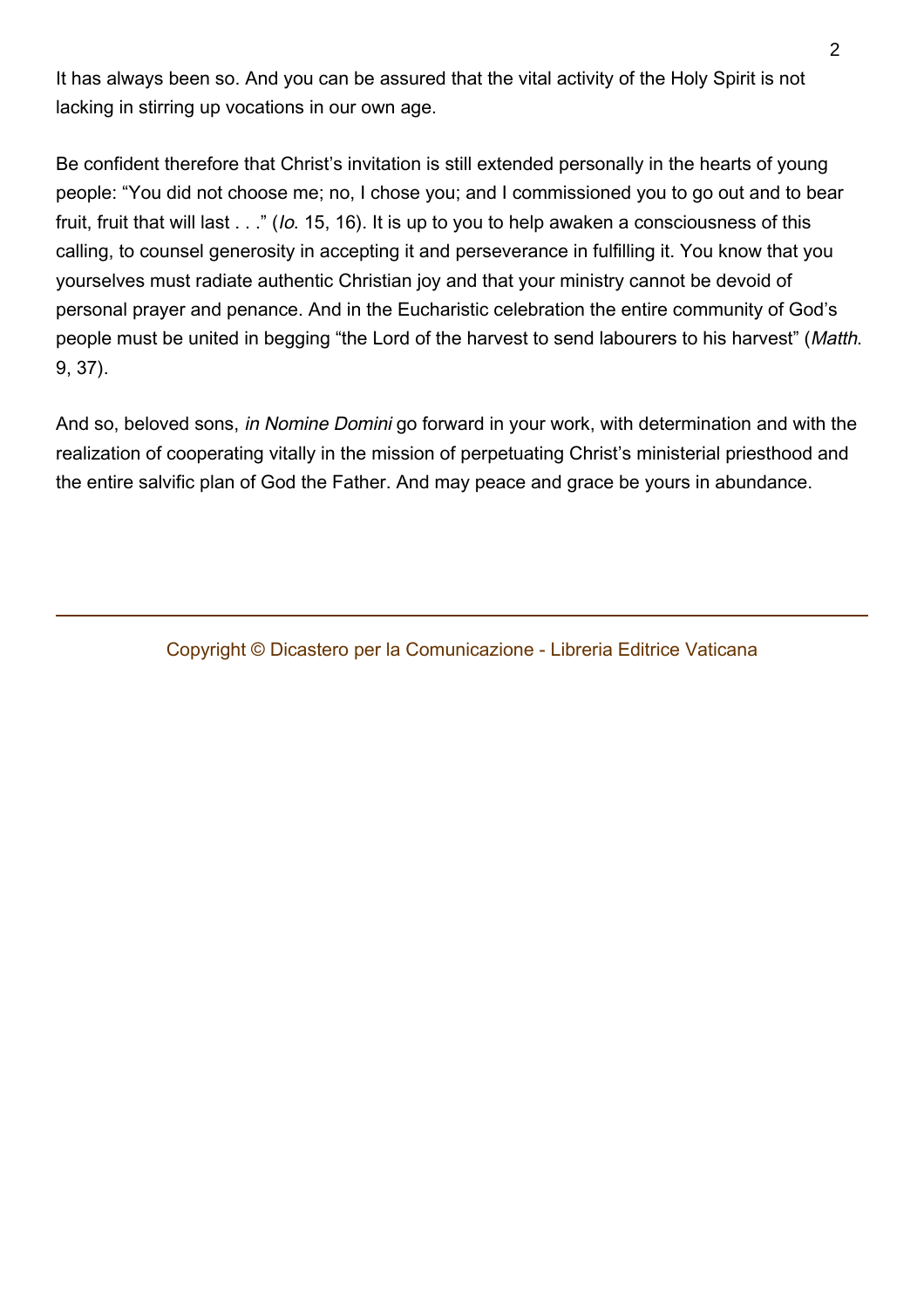It has always been so. And you can be assured that the vital activity of the Holy Spirit is not lacking in stirring up vocations in our own age.

Be confident therefore that Christ's invitation is still extended personally in the hearts of young people: "You did not choose me; no, I chose you; and I commissioned you to go out and to bear fruit, fruit that will last . . ." (*Io*. 15, 16). It is up to you to help awaken a consciousness of this calling, to counsel generosity in accepting it and perseverance in fulfilling it. You know that you yourselves must radiate authentic Christian joy and that your ministry cannot be devoid of personal prayer and penance. And in the Eucharistic celebration the entire community of God's people must be united in begging "the Lord of the harvest to send labourers to his harvest" (*Matth*. 9, 37).

And so, beloved sons, *in Nomine Domini* go forward in your work, with determination and with the realization of cooperating vitally in the mission of perpetuating Christ's ministerial priesthood and the entire salvific plan of God the Father. And may peace and grace be yours in abundance.

---

Copyright © Dicastero per la Comunicazione - Libreria Editrice Vaticana